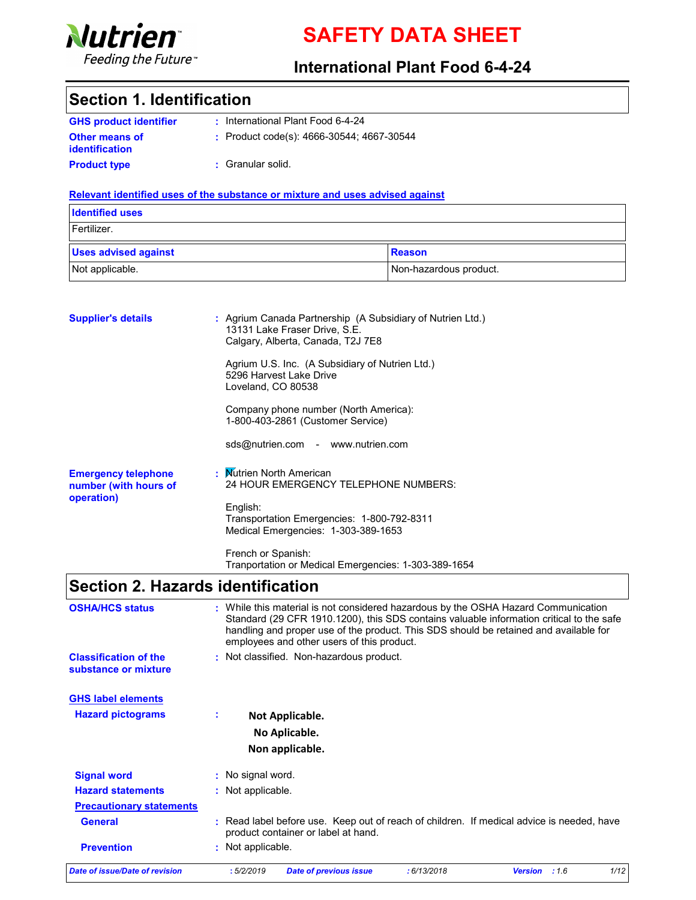Nutrien
Feeding the Future™

# SAFETY DATA SHEET

## International Plant Food 6-4-24

## Section 1. Identification

**GHS product identifier** : International Plant Food 6-4-24

**Other means of identification** : Product code(s): 4666-30544; 4667-30544

**Product type** : Granular solid.

**Relevant identified uses of the substance or mixture and uses advised against**

| Identified uses |
|---|
| Fertilizer. |

| Uses advised against | Reason |
|---|---|
| Not applicable. | Non-hazardous product. |

**Supplier's details** : Agrium Canada Partnership (A Subsidiary of Nutrien Ltd.)
13131 Lake Fraser Drive, S.E.
Calgary, Alberta, Canada, T2J 7E8

Agrium U.S. Inc. (A Subsidiary of Nutrien Ltd.)
5296 Harvest Lake Drive
Loveland, CO 80538

Company phone number (North America):
1-800-403-2861 (Customer Service)

sds@nutrien.com - www.nutrien.com

**Emergency telephone number (with hours of operation)** : Nutrien North American
24 HOUR EMERGENCY TELEPHONE NUMBERS:

English:
Transportation Emergencies: 1-800-792-8311
Medical Emergencies: 1-303-389-1653

French or Spanish:
Tranportation or Medical Emergencies: 1-303-389-1654

## Section 2. Hazards identification

**OSHA/HCS status** : While this material is not considered hazardous by the OSHA Hazard Communication Standard (29 CFR 1910.1200), this SDS contains valuable information critical to the safe handling and proper use of the product. This SDS should be retained and available for employees and other users of this product.

**Classification of the substance or mixture** : Not classified. Non-hazardous product.

**GHS label elements**

**Hazard pictograms** :

**Not Applicable.**
**No Aplicable.**
**Non applicable.**

**Signal word** : No signal word.

**Hazard statements** : Not applicable.

**Precautionary statements**

**General** : Read label before use. Keep out of reach of children. If medical advice is needed, have product container or label at hand.

**Prevention** : Not applicable.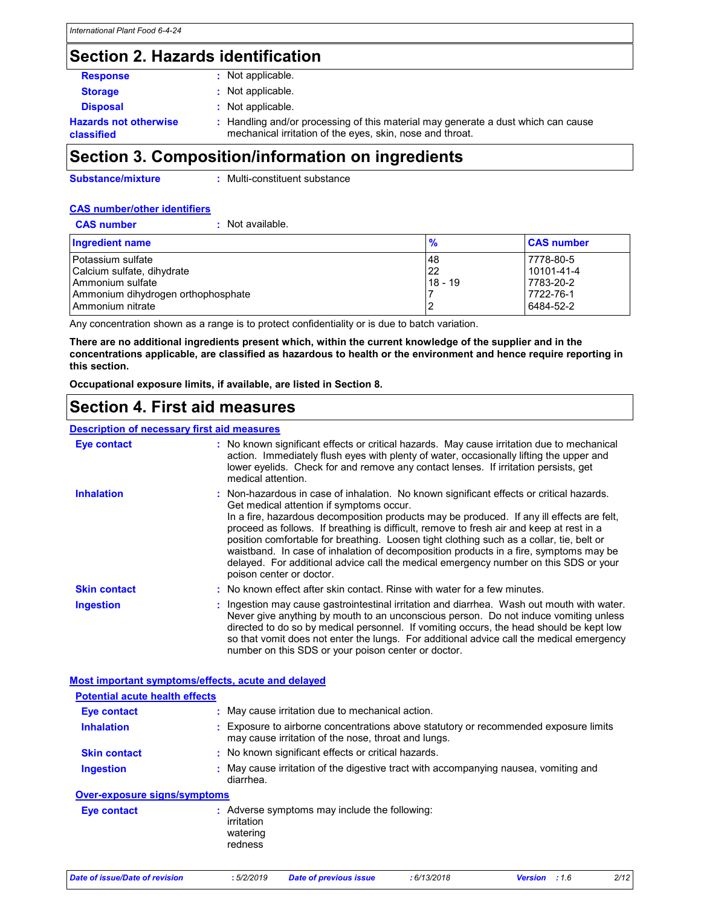## Section 2. Hazards identification

**Response** : Not applicable.

**Storage** : Not applicable.

**Disposal** : Not applicable.

**Hazards not otherwise classified** : Handling and/or processing of this material may generate a dust which can cause mechanical irritation of the eyes, skin, nose and throat.

## Section 3. Composition/information on ingredients

**Substance/mixture** : Multi-constituent substance

**CAS number/other identifiers**

**CAS number** : Not available.

| Ingredient name | % | CAS number |
|---|---|---|
| Potassium sulfate | 48 | 7778-80-5 |
| Calcium sulfate, dihydrate | 22 | 10101-41-4 |
| Ammonium sulfate | 18 - 19 | 7783-20-2 |
| Ammonium dihydrogen orthophosphate | 7 | 7722-76-1 |
| Ammonium nitrate | 2 | 6484-52-2 |

Any concentration shown as a range is to protect confidentiality or is due to batch variation.

**There are no additional ingredients present which, within the current knowledge of the supplier and in the concentrations applicable, are classified as hazardous to health or the environment and hence require reporting in this section.**

**Occupational exposure limits, if available, are listed in Section 8.**

## Section 4. First aid measures

**Description of necessary first aid measures**

**Eye contact** : No known significant effects or critical hazards. May cause irritation due to mechanical action. Immediately flush eyes with plenty of water, occasionally lifting the upper and lower eyelids. Check for and remove any contact lenses. If irritation persists, get medical attention.

**Inhalation** : Non-hazardous in case of inhalation. No known significant effects or critical hazards. Get medical attention if symptoms occur.
In a fire, hazardous decomposition products may be produced. If any ill effects are felt, proceed as follows. If breathing is difficult, remove to fresh air and keep at rest in a position comfortable for breathing. Loosen tight clothing such as a collar, tie, belt or waistband. In case of inhalation of decomposition products in a fire, symptoms may be delayed. For additional advice call the medical emergency number on this SDS or your poison center or doctor.

**Skin contact** : No known effect after skin contact. Rinse with water for a few minutes.

**Ingestion** : Ingestion may cause gastrointestinal irritation and diarrhea. Wash out mouth with water. Never give anything by mouth to an unconscious person. Do not induce vomiting unless directed to do so by medical personnel. If vomiting occurs, the head should be kept low so that vomit does not enter the lungs. For additional advice call the medical emergency number on this SDS or your poison center or doctor.

**Most important symptoms/effects, acute and delayed**

**Potential acute health effects**

**Eye contact** : May cause irritation due to mechanical action.

**Inhalation** : Exposure to airborne concentrations above statutory or recommended exposure limits may cause irritation of the nose, throat and lungs.

**Skin contact** : No known significant effects or critical hazards.

**Ingestion** : May cause irritation of the digestive tract with accompanying nausea, vomiting and diarrhea.

**Over-exposure signs/symptoms**

**Eye contact** : Adverse symptoms may include the following:
irritation
watering
redness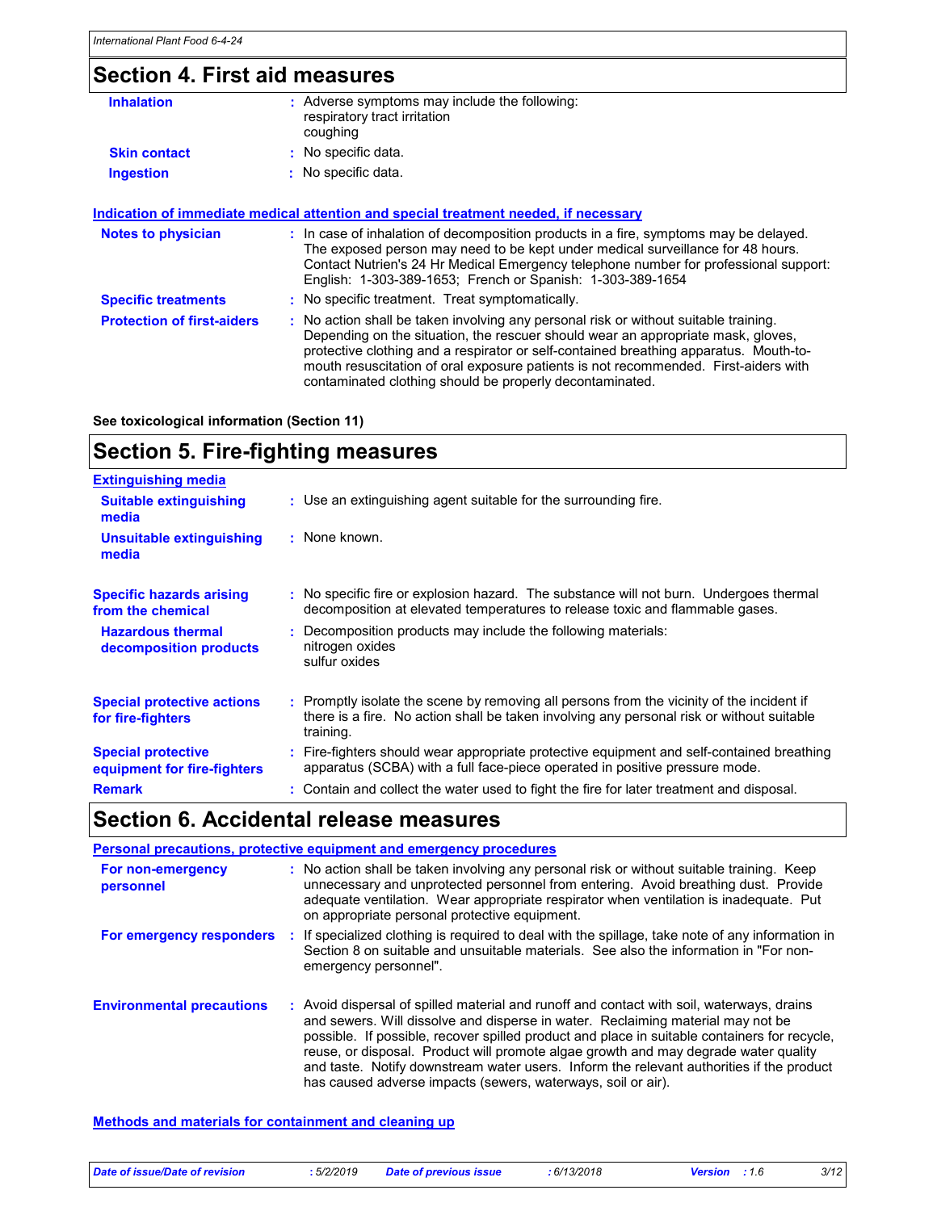## Section 4. First aid measures

**Inhalation** : Adverse symptoms may include the following:
respiratory tract irritation
coughing

**Skin contact** : No specific data.

**Ingestion** : No specific data.

### Indication of immediate medical attention and special treatment needed, if necessary

**Notes to physician** : In case of inhalation of decomposition products in a fire, symptoms may be delayed. The exposed person may need to be kept under medical surveillance for 48 hours. Contact Nutrien's 24 Hr Medical Emergency telephone number for professional support: English: 1-303-389-1653; French or Spanish: 1-303-389-1654

**Specific treatments** : No specific treatment. Treat symptomatically.

**Protection of first-aiders** : No action shall be taken involving any personal risk or without suitable training. Depending on the situation, the rescuer should wear an appropriate mask, gloves, protective clothing and a respirator or self-contained breathing apparatus. Mouth-to-mouth resuscitation of oral exposure patients is not recommended. First-aiders with contaminated clothing should be properly decontaminated.

**See toxicological information (Section 11)**

## Section 5. Fire-fighting measures

### Extinguishing media

**Suitable extinguishing media** : Use an extinguishing agent suitable for the surrounding fire.

**Unsuitable extinguishing media** : None known.

**Specific hazards arising from the chemical** : No specific fire or explosion hazard. The substance will not burn. Undergoes thermal decomposition at elevated temperatures to release toxic and flammable gases.

**Hazardous thermal decomposition products** : Decomposition products may include the following materials:
nitrogen oxides
sulfur oxides

**Special protective actions for fire-fighters** : Promptly isolate the scene by removing all persons from the vicinity of the incident if there is a fire. No action shall be taken involving any personal risk or without suitable training.

**Special protective equipment for fire-fighters** : Fire-fighters should wear appropriate protective equipment and self-contained breathing apparatus (SCBA) with a full face-piece operated in positive pressure mode.

**Remark** : Contain and collect the water used to fight the fire for later treatment and disposal.

## Section 6. Accidental release measures

### Personal precautions, protective equipment and emergency procedures

**For non-emergency personnel** : No action shall be taken involving any personal risk or without suitable training. Keep unnecessary and unprotected personnel from entering. Avoid breathing dust. Provide adequate ventilation. Wear appropriate respirator when ventilation is inadequate. Put on appropriate personal protective equipment.

**For emergency responders** : If specialized clothing is required to deal with the spillage, take note of any information in Section 8 on suitable and unsuitable materials. See also the information in "For non-emergency personnel".

**Environmental precautions** : Avoid dispersal of spilled material and runoff and contact with soil, waterways, drains and sewers. Will dissolve and disperse in water. Reclaiming material may not be possible. If possible, recover spilled product and place in suitable containers for recycle, reuse, or disposal. Product will promote algae growth and may degrade water quality and taste. Notify downstream water users. Inform the relevant authorities if the product has caused adverse impacts (sewers, waterways, soil or air).

### Methods and materials for containment and cleaning up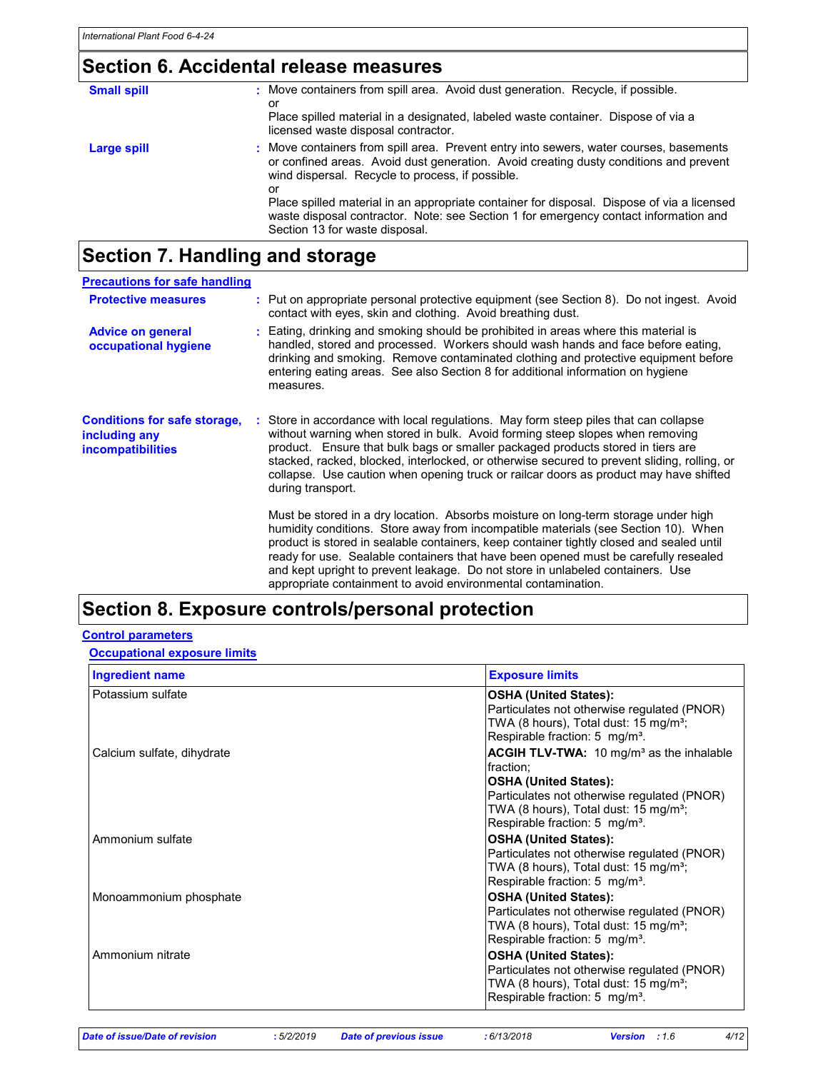## Section 6. Accidental release measures

**Small spill** : Move containers from spill area. Avoid dust generation. Recycle, if possible.
or
Place spilled material in a designated, labeled waste container. Dispose of via a licensed waste disposal contractor.

**Large spill** : Move containers from spill area. Prevent entry into sewers, water courses, basements or confined areas. Avoid dust generation. Avoid creating dusty conditions and prevent wind dispersal. Recycle to process, if possible.
or
Place spilled material in an appropriate container for disposal. Dispose of via a licensed waste disposal contractor. Note: see Section 1 for emergency contact information and Section 13 for waste disposal.

## Section 7. Handling and storage

### Precautions for safe handling

**Protective measures** : Put on appropriate personal protective equipment (see Section 8). Do not ingest. Avoid contact with eyes, skin and clothing. Avoid breathing dust.

**Advice on general occupational hygiene** : Eating, drinking and smoking should be prohibited in areas where this material is handled, stored and processed. Workers should wash hands and face before eating, drinking and smoking. Remove contaminated clothing and protective equipment before entering eating areas. See also Section 8 for additional information on hygiene measures.

**Conditions for safe storage, including any incompatibilities** : Store in accordance with local regulations. May form steep piles that can collapse without warning when stored in bulk. Avoid forming steep slopes when removing product. Ensure that bulk bags or smaller packaged products stored in tiers are stacked, racked, blocked, interlocked, or otherwise secured to prevent sliding, rolling, or collapse. Use caution when opening truck or railcar doors as product may have shifted during transport.

Must be stored in a dry location. Absorbs moisture on long-term storage under high humidity conditions. Store away from incompatible materials (see Section 10). When product is stored in sealable containers, keep container tightly closed and sealed until ready for use. Sealable containers that have been opened must be carefully resealed and kept upright to prevent leakage. Do not store in unlabeled containers. Use appropriate containment to avoid environmental contamination.

## Section 8. Exposure controls/personal protection

### Control parameters

#### Occupational exposure limits

| Ingredient name | Exposure limits |
|---|---|
| Potassium sulfate | **OSHA (United States):** Particulates not otherwise regulated (PNOR) TWA (8 hours), Total dust: 15 mg/m³; Respirable fraction: 5 mg/m³. |
| Calcium sulfate, dihydrate | **ACGIH TLV-TWA:** 10 mg/m³ as the inhalable fraction; **OSHA (United States):** Particulates not otherwise regulated (PNOR) TWA (8 hours), Total dust: 15 mg/m³; Respirable fraction: 5 mg/m³. |
| Ammonium sulfate | **OSHA (United States):** Particulates not otherwise regulated (PNOR) TWA (8 hours), Total dust: 15 mg/m³; Respirable fraction: 5 mg/m³. |
| Monoammonium phosphate | **OSHA (United States):** Particulates not otherwise regulated (PNOR) TWA (8 hours), Total dust: 15 mg/m³; Respirable fraction: 5 mg/m³. |
| Ammonium nitrate | **OSHA (United States):** Particulates not otherwise regulated (PNOR) TWA (8 hours), Total dust: 15 mg/m³; Respirable fraction: 5 mg/m³. |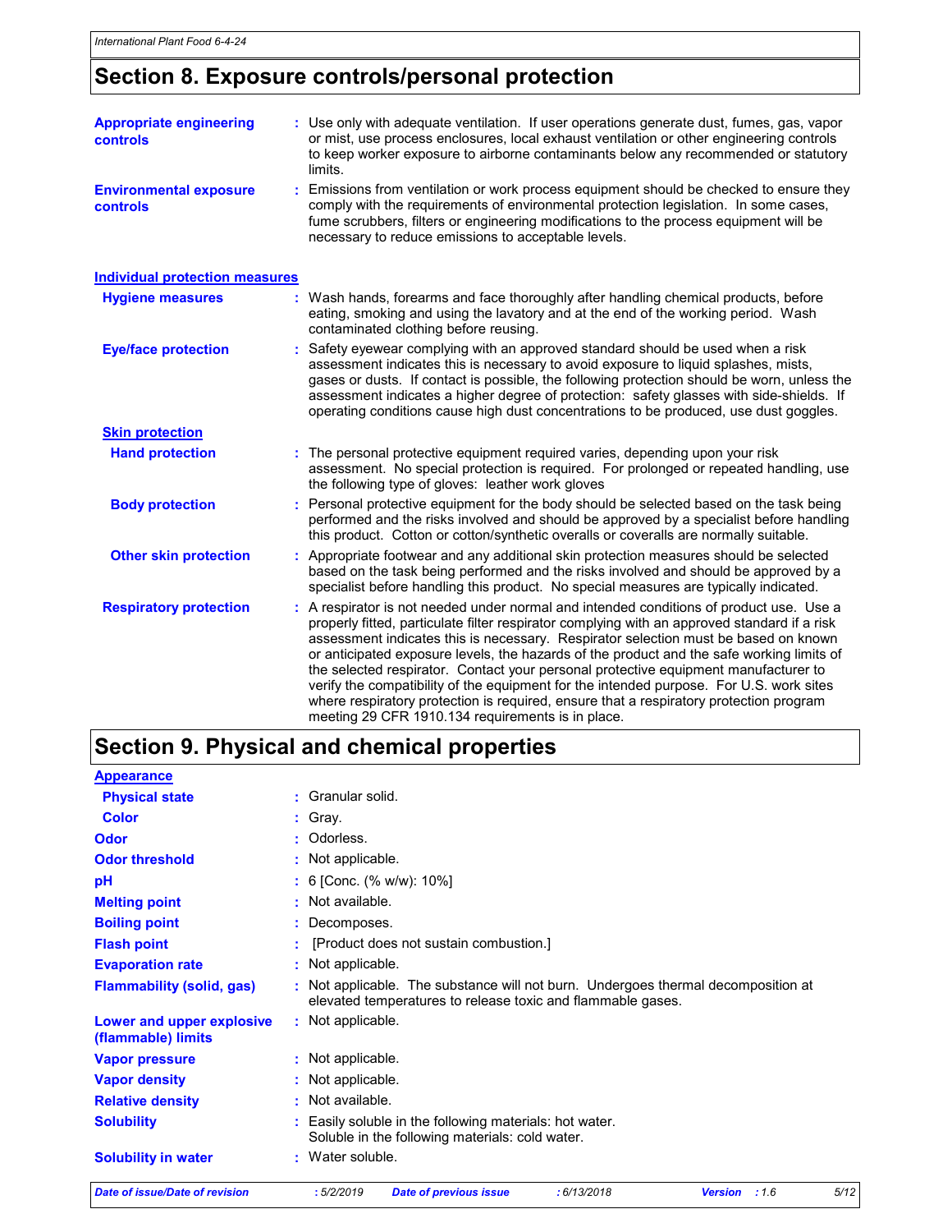## Section 8. Exposure controls/personal protection

| | |
|---|---|
| **Appropriate engineering controls** | Use only with adequate ventilation. If user operations generate dust, fumes, gas, vapor or mist, use process enclosures, local exhaust ventilation or other engineering controls to keep worker exposure to airborne contaminants below any recommended or statutory limits. |
| **Environmental exposure controls** | Emissions from ventilation or work process equipment should be checked to ensure they comply with the requirements of environmental protection legislation. In some cases, fume scrubbers, filters or engineering modifications to the process equipment will be necessary to reduce emissions to acceptable levels. |

### Individual protection measures

| | |
|---|---|
| **Hygiene measures** | Wash hands, forearms and face thoroughly after handling chemical products, before eating, smoking and using the lavatory and at the end of the working period. Wash contaminated clothing before reusing. |
| **Eye/face protection** | Safety eyewear complying with an approved standard should be used when a risk assessment indicates this is necessary to avoid exposure to liquid splashes, mists, gases or dusts. If contact is possible, the following protection should be worn, unless the assessment indicates a higher degree of protection: safety glasses with side-shields. If operating conditions cause high dust concentrations to be produced, use dust goggles. |

**Skin protection**

| | |
|---|---|
| **Hand protection** | The personal protective equipment required varies, depending upon your risk assessment. No special protection is required. For prolonged or repeated handling, use the following type of gloves: leather work gloves |
| **Body protection** | Personal protective equipment for the body should be selected based on the task being performed and the risks involved and should be approved by a specialist before handling this product. Cotton or cotton/synthetic overalls or coveralls are normally suitable. |
| **Other skin protection** | Appropriate footwear and any additional skin protection measures should be selected based on the task being performed and the risks involved and should be approved by a specialist before handling this product. No special measures are typically indicated. |
| **Respiratory protection** | A respirator is not needed under normal and intended conditions of product use. Use a properly fitted, particulate filter respirator complying with an approved standard if a risk assessment indicates this is necessary. Respirator selection must be based on known or anticipated exposure levels, the hazards of the product and the safe working limits of the selected respirator. Contact your personal protective equipment manufacturer to verify the compatibility of the equipment for the intended purpose. For U.S. work sites where respiratory protection is required, ensure that a respiratory protection program meeting 29 CFR 1910.134 requirements is in place. |

## Section 9. Physical and chemical properties

**Appearance**

| | |
|---|---|
| **Physical state** | Granular solid. |
| **Color** | Gray. |
| **Odor** | Odorless. |
| **Odor threshold** | Not applicable. |
| **pH** | 6 [Conc. (% w/w): 10%] |
| **Melting point** | Not available. |
| **Boiling point** | Decomposes. |
| **Flash point** | [Product does not sustain combustion.] |
| **Evaporation rate** | Not applicable. |
| **Flammability (solid, gas)** | Not applicable. The substance will not burn. Undergoes thermal decomposition at elevated temperatures to release toxic and flammable gases. |
| **Lower and upper explosive (flammable) limits** | Not applicable. |
| **Vapor pressure** | Not applicable. |
| **Vapor density** | Not applicable. |
| **Relative density** | Not available. |
| **Solubility** | Easily soluble in the following materials: hot water.<br>Soluble in the following materials: cold water. |
| **Solubility in water** | Water soluble. |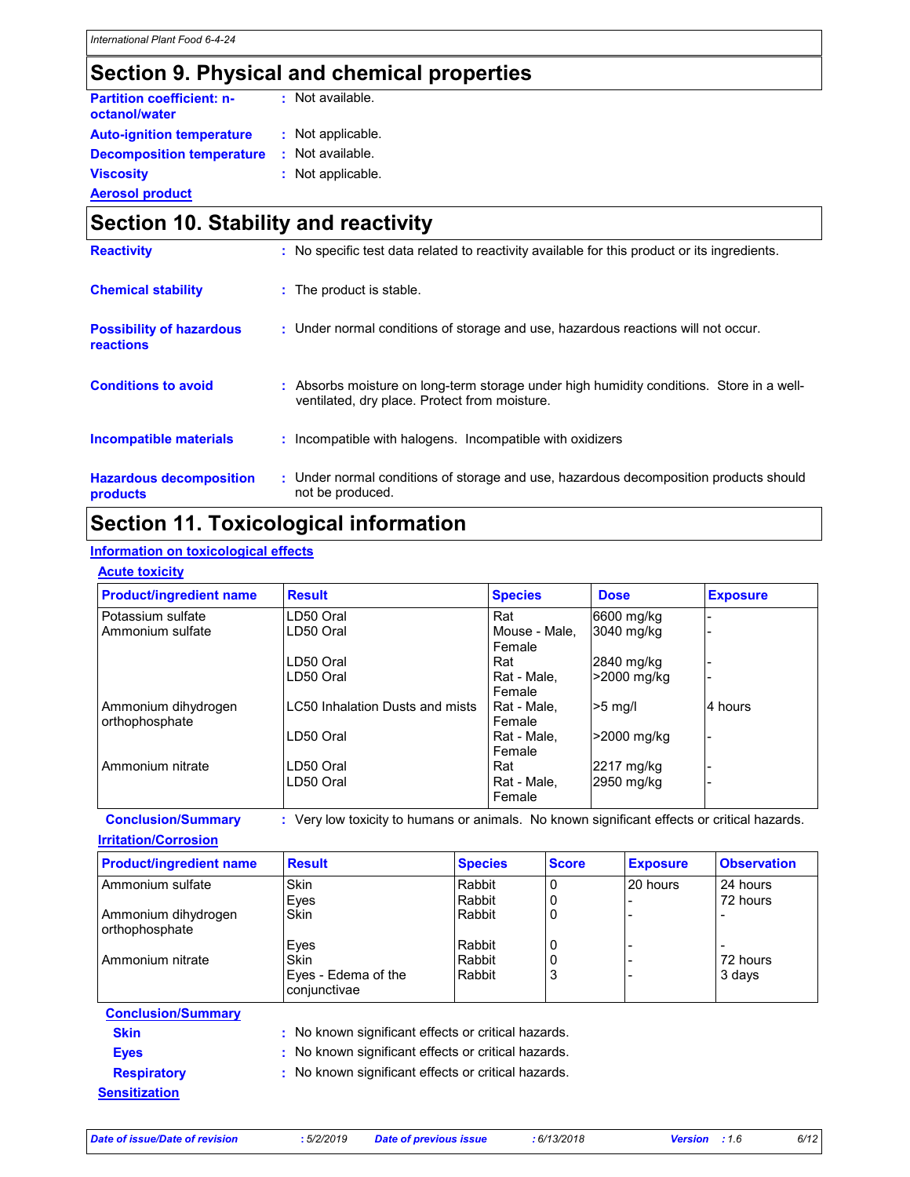## Section 9. Physical and chemical properties

**Partition coefficient: n-octanol/water** : Not available.

**Auto-ignition temperature** : Not applicable.

**Decomposition temperature** : Not available.

**Viscosity** : Not applicable.

**Aerosol product**

## Section 10. Stability and reactivity

**Reactivity** : No specific test data related to reactivity available for this product or its ingredients.

**Chemical stability** : The product is stable.

**Possibility of hazardous reactions** : Under normal conditions of storage and use, hazardous reactions will not occur.

**Conditions to avoid** : Absorbs moisture on long-term storage under high humidity conditions. Store in a well-ventilated, dry place. Protect from moisture.

**Incompatible materials** : Incompatible with halogens. Incompatible with oxidizers

**Hazardous decomposition products** : Under normal conditions of storage and use, hazardous decomposition products should not be produced.

## Section 11. Toxicological information

**Information on toxicological effects**

**Acute toxicity**

| Product/ingredient name | Result | Species | Dose | Exposure |
|---|---|---|---|---|
| Potassium sulfate | LD50 Oral | Rat | 6600 mg/kg | - |
| Ammonium sulfate | LD50 Oral | Mouse - Male, Female | 3040 mg/kg | - |
| | LD50 Oral | Rat | 2840 mg/kg | - |
| | LD50 Oral | Rat - Male, Female | >2000 mg/kg | - |
| Ammonium dihydrogen orthophosphate | LC50 Inhalation Dusts and mists | Rat - Male, Female | >5 mg/l | 4 hours |
| | LD50 Oral | Rat - Male, Female | >2000 mg/kg | - |
| Ammonium nitrate | LD50 Oral | Rat | 2217 mg/kg | - |
| | LD50 Oral | Rat - Male, Female | 2950 mg/kg | - |

**Conclusion/Summary** : Very low toxicity to humans or animals. No known significant effects or critical hazards.

**Irritation/Corrosion**

| Product/ingredient name | Result | Species | Score | Exposure | Observation |
|---|---|---|---|---|---|
| Ammonium sulfate | Skin | Rabbit | 0 | 20 hours | 24 hours |
| | Eyes | Rabbit | 0 | - | 72 hours |
| Ammonium dihydrogen orthophosphate | Skin | Rabbit | 0 | - | - |
| | Eyes | Rabbit | 0 | - | - |
| Ammonium nitrate | Skin | Rabbit | 0 | - | 72 hours |
| | Eyes - Edema of the conjunctivae | Rabbit | 3 | - | 3 days |

**Conclusion/Summary**

**Skin** : No known significant effects or critical hazards.

**Eyes** : No known significant effects or critical hazards.

**Respiratory** : No known significant effects or critical hazards.

**Sensitization**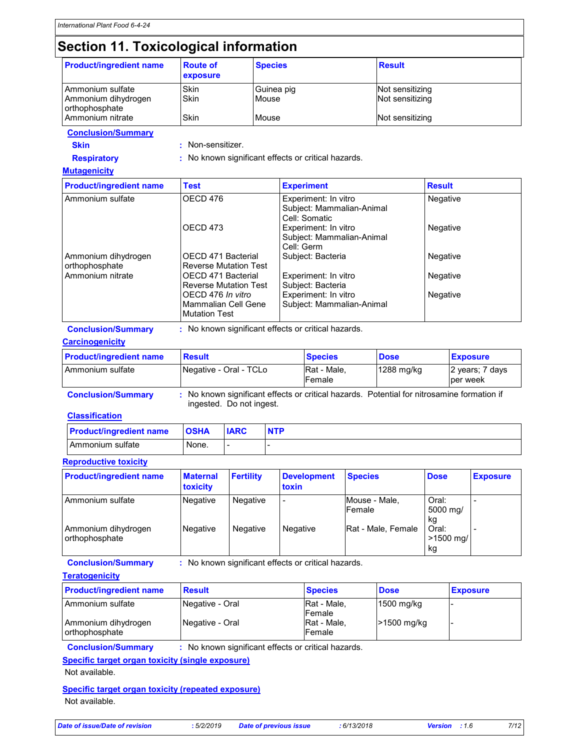# Section 11. Toxicological information

| Product/ingredient name | Route of exposure | Species | Result |
|---|---|---|---|
| Ammonium sulfate | Skin | Guinea pig | Not sensitizing |
| Ammonium dihydrogen orthophosphate | Skin | Mouse | Not sensitizing |
| Ammonium nitrate | Skin | Mouse | Not sensitizing |

**Conclusion/Summary**

**Skin** : Non-sensitizer.

**Respiratory** : No known significant effects or critical hazards.

**Mutagenicity**

| Product/ingredient name | Test | Experiment | Result |
|---|---|---|---|
| Ammonium sulfate | OECD 476 | Experiment: In vitro<br>Subject: Mammalian-Animal<br>Cell: Somatic | Negative |
| | OECD 473 | Experiment: In vitro<br>Subject: Mammalian-Animal<br>Cell: Germ | Negative |
| Ammonium dihydrogen orthophosphate | OECD 471 Bacterial Reverse Mutation Test | Subject: Bacteria | Negative |
| Ammonium nitrate | OECD 471 Bacterial Reverse Mutation Test | Experiment: In vitro<br>Subject: Bacteria | Negative |
| | OECD 476 *In vitro* Mammalian Cell Gene Mutation Test | Experiment: In vitro<br>Subject: Mammalian-Animal | Negative |

**Conclusion/Summary** : No known significant effects or critical hazards.

**Carcinogenicity**

| Product/ingredient name | Result | Species | Dose | Exposure |
|---|---|---|---|---|
| Ammonium sulfate | Negative - Oral - TCLo | Rat - Male, Female | 1288 mg/kg | 2 years; 7 days per week |

**Conclusion/Summary** : No known significant effects or critical hazards. Potential for nitrosamine formation if ingested. Do not ingest.

**Classification**

| Product/ingredient name | OSHA | IARC | NTP |
|---|---|---|---|
| Ammonium sulfate | None. | - | - |

**Reproductive toxicity**

| Product/ingredient name | Maternal toxicity | Fertility | Development toxin | Species | Dose | Exposure |
|---|---|---|---|---|---|---|
| Ammonium sulfate | Negative | Negative | - | Mouse - Male, Female | Oral: 5000 mg/kg | - |
| Ammonium dihydrogen orthophosphate | Negative | Negative | Negative | Rat - Male, Female | Oral: >1500 mg/kg | - |

**Conclusion/Summary** : No known significant effects or critical hazards.

**Teratogenicity**

| Product/ingredient name | Result | Species | Dose | Exposure |
|---|---|---|---|---|
| Ammonium sulfate | Negative - Oral | Rat - Male, Female | 1500 mg/kg | - |
| Ammonium dihydrogen orthophosphate | Negative - Oral | Rat - Male, Female | >1500 mg/kg | - |

**Conclusion/Summary** : No known significant effects or critical hazards.

**Specific target organ toxicity (single exposure)**

Not available.

**Specific target organ toxicity (repeated exposure)**

Not available.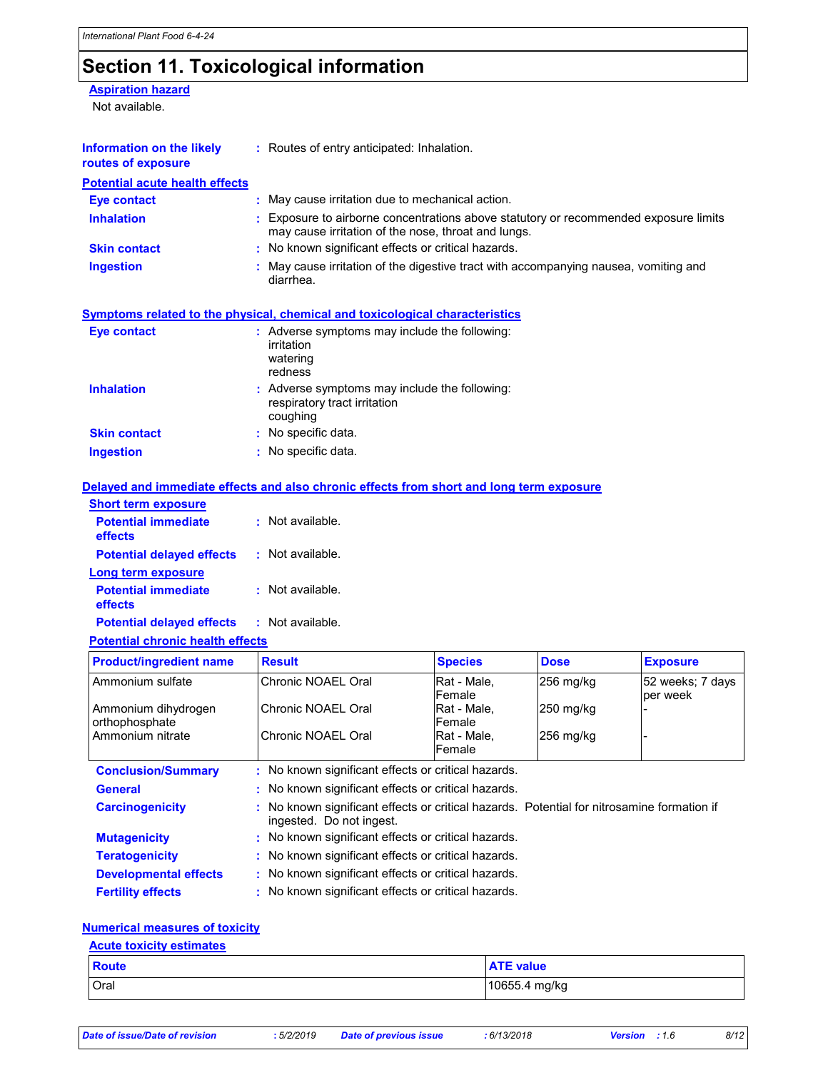# Section 11. Toxicological information

**Aspiration hazard**

Not available.

**Information on the likely routes of exposure** : Routes of entry anticipated: Inhalation.

**Potential acute health effects**

**Eye contact** : May cause irritation due to mechanical action.

**Inhalation** : Exposure to airborne concentrations above statutory or recommended exposure limits may cause irritation of the nose, throat and lungs.

**Skin contact** : No known significant effects or critical hazards.

**Ingestion** : May cause irritation of the digestive tract with accompanying nausea, vomiting and diarrhea.

**Symptoms related to the physical, chemical and toxicological characteristics**

**Eye contact** : Adverse symptoms may include the following:
irritation
watering
redness

**Inhalation** : Adverse symptoms may include the following:
respiratory tract irritation
coughing

**Skin contact** : No specific data.

**Ingestion** : No specific data.

**Delayed and immediate effects and also chronic effects from short and long term exposure**

**Short term exposure**

**Potential immediate effects** : Not available.

**Potential delayed effects** : Not available.

**Long term exposure**

**Potential immediate effects** : Not available.

**Potential delayed effects** : Not available.

**Potential chronic health effects**

| Product/ingredient name | Result | Species | Dose | Exposure |
|---|---|---|---|---|
| Ammonium sulfate | Chronic NOAEL Oral | Rat - Male, Female | 256 mg/kg | 52 weeks; 7 days per week |
| Ammonium dihydrogen orthophosphate | Chronic NOAEL Oral | Rat - Male, Female | 250 mg/kg | - |
| Ammonium nitrate | Chronic NOAEL Oral | Rat - Male, Female | 256 mg/kg | - |

**Conclusion/Summary** : No known significant effects or critical hazards.

**General** : No known significant effects or critical hazards.

**Carcinogenicity** : No known significant effects or critical hazards. Potential for nitrosamine formation if ingested. Do not ingest.

**Mutagenicity** : No known significant effects or critical hazards.

**Teratogenicity** : No known significant effects or critical hazards.

**Developmental effects** : No known significant effects or critical hazards.

**Fertility effects** : No known significant effects or critical hazards.

**Numerical measures of toxicity**

**Acute toxicity estimates**

| Route | ATE value |
|---|---|
| Oral | 10655.4 mg/kg |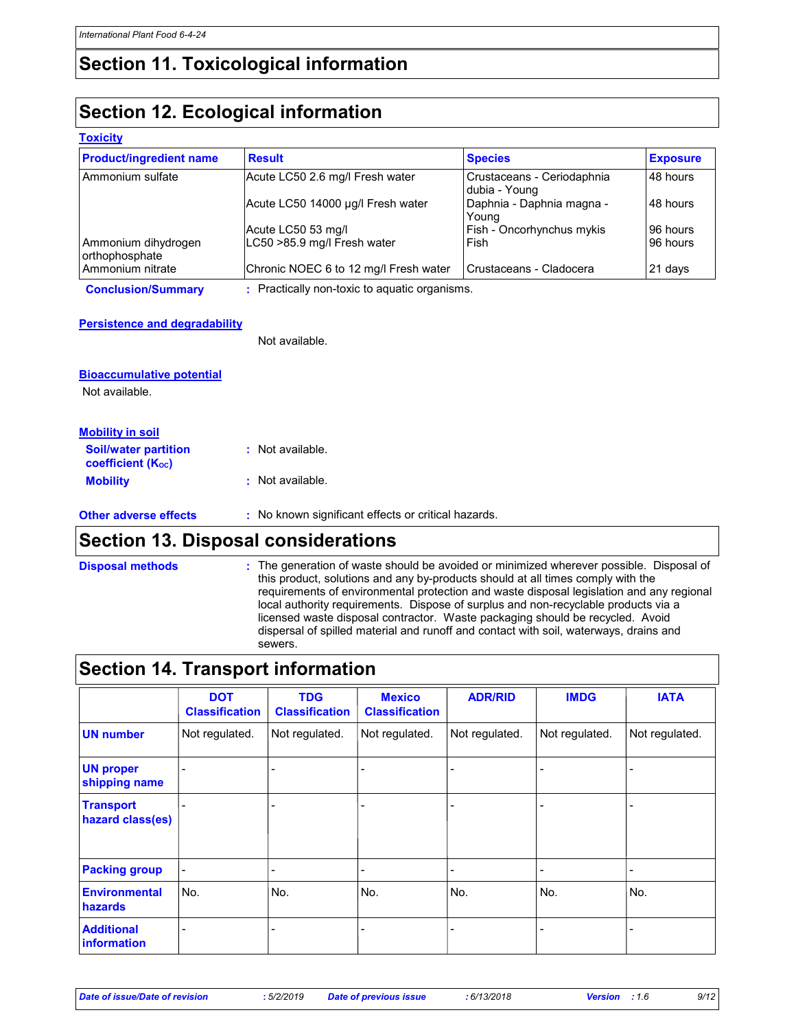## Section 11. Toxicological information

## Section 12. Ecological information

### Toxicity

| Product/ingredient name | Result | Species | Exposure |
|---|---|---|---|
| Ammonium sulfate | Acute LC50 2.6 mg/l Fresh water | Crustaceans - Ceriodaphnia dubia - Young | 48 hours |
| | Acute LC50 14000 µg/l Fresh water | Daphnia - Daphnia magna - Young | 48 hours |
| | Acute LC50 53 mg/l | Fish - Oncorhynchus mykis | 96 hours |
| Ammonium dihydrogen orthophosphate | LC50 >85.9 mg/l Fresh water | Fish | 96 hours |
| Ammonium nitrate | Chronic NOEC 6 to 12 mg/l Fresh water | Crustaceans - Cladocera | 21 days |

**Conclusion/Summary** : Practically non-toxic to aquatic organisms.

### Persistence and degradability

Not available.

### Bioaccumulative potential

Not available.

### Mobility in soil

**Soil/water partition coefficient ($K_{OC}$)** : Not available.

**Mobility** : Not available.

**Other adverse effects** : No known significant effects or critical hazards.

## Section 13. Disposal considerations

**Disposal methods** : The generation of waste should be avoided or minimized wherever possible. Disposal of this product, solutions and any by-products should at all times comply with the requirements of environmental protection and waste disposal legislation and any regional local authority requirements. Dispose of surplus and non-recyclable products via a licensed waste disposal contractor. Waste packaging should be recycled. Avoid dispersal of spilled material and runoff and contact with soil, waterways, drains and sewers.

## Section 14. Transport information

| | DOT Classification | TDG Classification | Mexico Classification | ADR/RID | IMDG | IATA |
|---|---|---|---|---|---|---|
| UN number | Not regulated. | Not regulated. | Not regulated. | Not regulated. | Not regulated. | Not regulated. |
| UN proper shipping name | - | - | - | - | - | - |
| Transport hazard class(es) | - | - | - | - | - | - |
| Packing group | - | - | - | - | - | - |
| Environmental hazards | No. | No. | No. | No. | No. | No. |
| Additional information | - | - | - | - | - | - |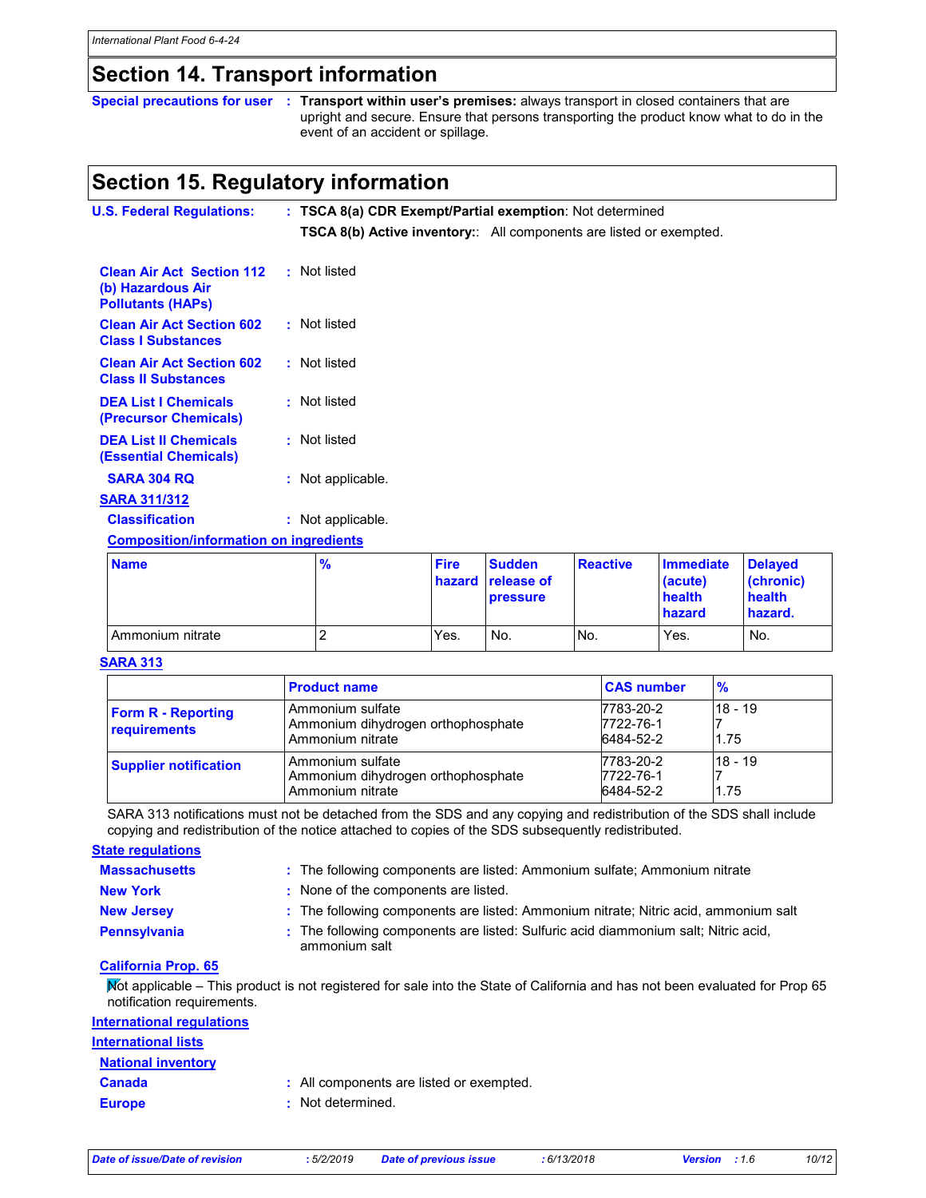## Section 14. Transport information

**Special precautions for user** : **Transport within user's premises:** always transport in closed containers that are upright and secure. Ensure that persons transporting the product know what to do in the event of an accident or spillage.

## Section 15. Regulatory information

**U.S. Federal Regulations:** : **TSCA 8(a) CDR Exempt/Partial exemption**: Not determined

**TSCA 8(b) Active inventory:**: All components are listed or exempted.

**Clean Air Act Section 112 (b) Hazardous Air Pollutants (HAPs)** : Not listed

**Clean Air Act Section 602 Class I Substances** : Not listed

**Clean Air Act Section 602 Class II Substances** : Not listed

**DEA List I Chemicals (Precursor Chemicals)** : Not listed

**DEA List II Chemicals (Essential Chemicals)** : Not listed

**SARA 304 RQ** : Not applicable.

**SARA 311/312**

**Classification** : Not applicable.

**Composition/information on ingredients**

| Name | % | Fire hazard | Sudden release of pressure | Reactive | Immediate (acute) health hazard | Delayed (chronic) health hazard. |
|---|---|---|---|---|---|---|
| Ammonium nitrate | 2 | Yes. | No. | No. | Yes. | No. |

**SARA 313**

| | Product name | CAS number | % |
|---|---|---|---|
| Form R - Reporting requirements | Ammonium sulfate<br>Ammonium dihydrogen orthophosphate<br>Ammonium nitrate | 7783-20-2<br>7722-76-1<br>6484-52-2 | 18 - 19<br>7<br>1.75 |
| Supplier notification | Ammonium sulfate<br>Ammonium dihydrogen orthophosphate<br>Ammonium nitrate | 7783-20-2<br>7722-76-1<br>6484-52-2 | 18 - 19<br>7<br>1.75 |

SARA 313 notifications must not be detached from the SDS and any copying and redistribution of the SDS shall include copying and redistribution of the notice attached to copies of the SDS subsequently redistributed.

**State regulations**

**Massachusetts** : The following components are listed: Ammonium sulfate; Ammonium nitrate

**New York** : None of the components are listed.

**New Jersey** : The following components are listed: Ammonium nitrate; Nitric acid, ammonium salt

**Pennsylvania** : The following components are listed: Sulfuric acid diammonium salt; Nitric acid, ammonium salt

**California Prop. 65**

Not applicable – This product is not registered for sale into the State of California and has not been evaluated for Prop 65 notification requirements.

**International regulations**

**International lists**

**National inventory**

**Canada** : All components are listed or exempted.

**Europe** : Not determined.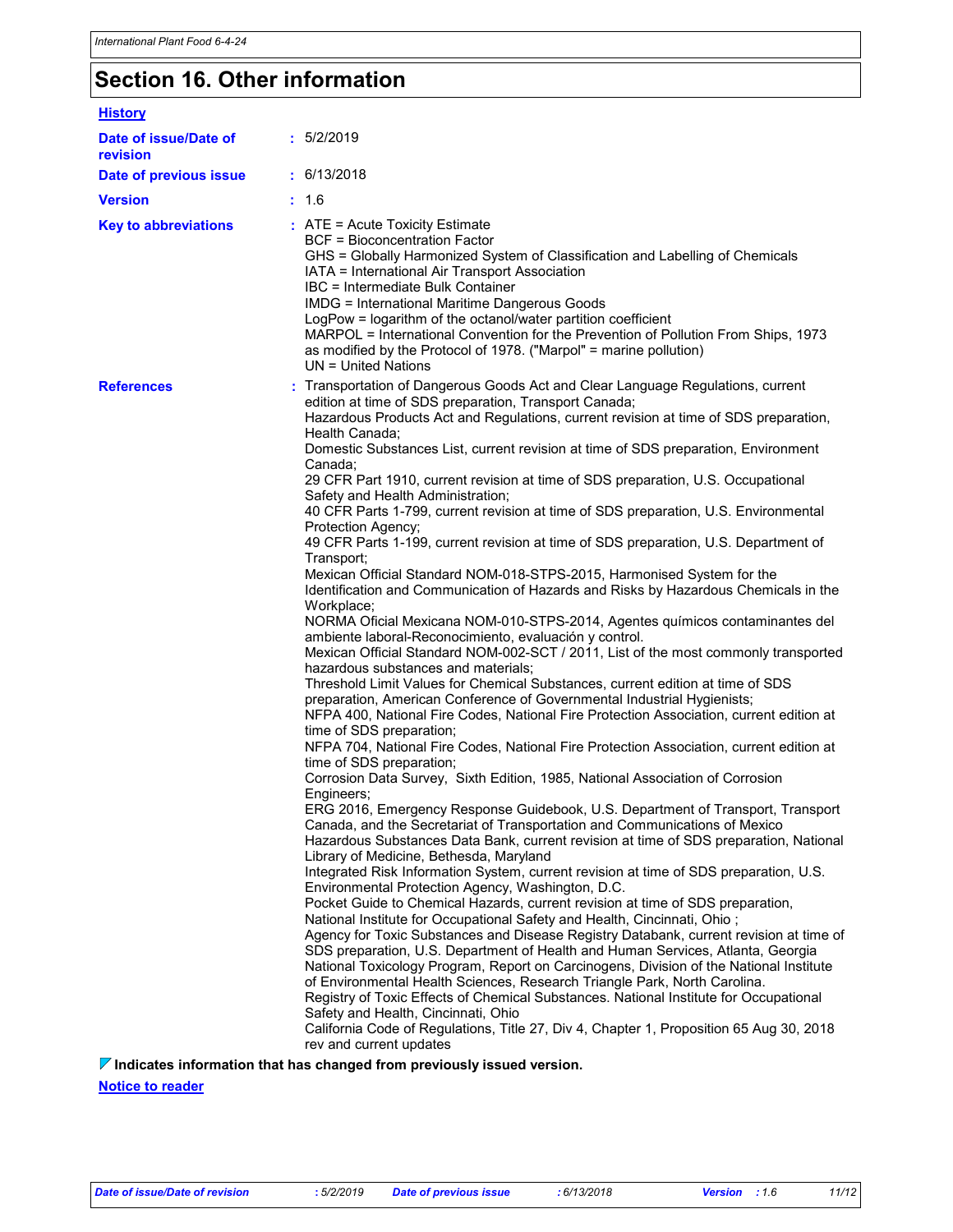# Section 16. Other information

**History**

**Date of issue/Date of revision** : 5/2/2019

**Date of previous issue** : 6/13/2018

**Version** : 1.6

**Key to abbreviations** :
ATE = Acute Toxicity Estimate
BCF = Bioconcentration Factor
GHS = Globally Harmonized System of Classification and Labelling of Chemicals
IATA = International Air Transport Association
IBC = Intermediate Bulk Container
IMDG = International Maritime Dangerous Goods
LogPow = logarithm of the octanol/water partition coefficient
MARPOL = International Convention for the Prevention of Pollution From Ships, 1973 as modified by the Protocol of 1978. ("Marpol" = marine pollution)
UN = United Nations

**References** :
Transportation of Dangerous Goods Act and Clear Language Regulations, current edition at time of SDS preparation, Transport Canada;
Hazardous Products Act and Regulations, current revision at time of SDS preparation, Health Canada;
Domestic Substances List, current revision at time of SDS preparation, Environment Canada;
29 CFR Part 1910, current revision at time of SDS preparation, U.S. Occupational Safety and Health Administration;
40 CFR Parts 1-799, current revision at time of SDS preparation, U.S. Environmental Protection Agency;
49 CFR Parts 1-199, current revision at time of SDS preparation, U.S. Department of Transport;
Mexican Official Standard NOM-018-STPS-2015, Harmonised System for the Identification and Communication of Hazards and Risks by Hazardous Chemicals in the Workplace;
NORMA Oficial Mexicana NOM-010-STPS-2014, Agentes químicos contaminantes del ambiente laboral-Reconocimiento, evaluación y control.
Mexican Official Standard NOM-002-SCT / 2011, List of the most commonly transported hazardous substances and materials;
Threshold Limit Values for Chemical Substances, current edition at time of SDS preparation, American Conference of Governmental Industrial Hygienists;
NFPA 400, National Fire Codes, National Fire Protection Association, current edition at time of SDS preparation;
NFPA 704, National Fire Codes, National Fire Protection Association, current edition at time of SDS preparation;
Corrosion Data Survey, Sixth Edition, 1985, National Association of Corrosion Engineers;
ERG 2016, Emergency Response Guidebook, U.S. Department of Transport, Transport Canada, and the Secretariat of Transportation and Communications of Mexico
Hazardous Substances Data Bank, current revision at time of SDS preparation, National Library of Medicine, Bethesda, Maryland
Integrated Risk Information System, current revision at time of SDS preparation, U.S. Environmental Protection Agency, Washington, D.C.
Pocket Guide to Chemical Hazards, current revision at time of SDS preparation, National Institute for Occupational Safety and Health, Cincinnati, Ohio ;
Agency for Toxic Substances and Disease Registry Databank, current revision at time of SDS preparation, U.S. Department of Health and Human Services, Atlanta, Georgia
National Toxicology Program, Report on Carcinogens, Division of the National Institute of Environmental Health Sciences, Research Triangle Park, North Carolina.
Registry of Toxic Effects of Chemical Substances. National Institute for Occupational Safety and Health, Cincinnati, Ohio
California Code of Regulations, Title 27, Div 4, Chapter 1, Proposition 65 Aug 30, 2018 rev and current updates

**Indicates information that has changed from previously issued version.**

**Notice to reader**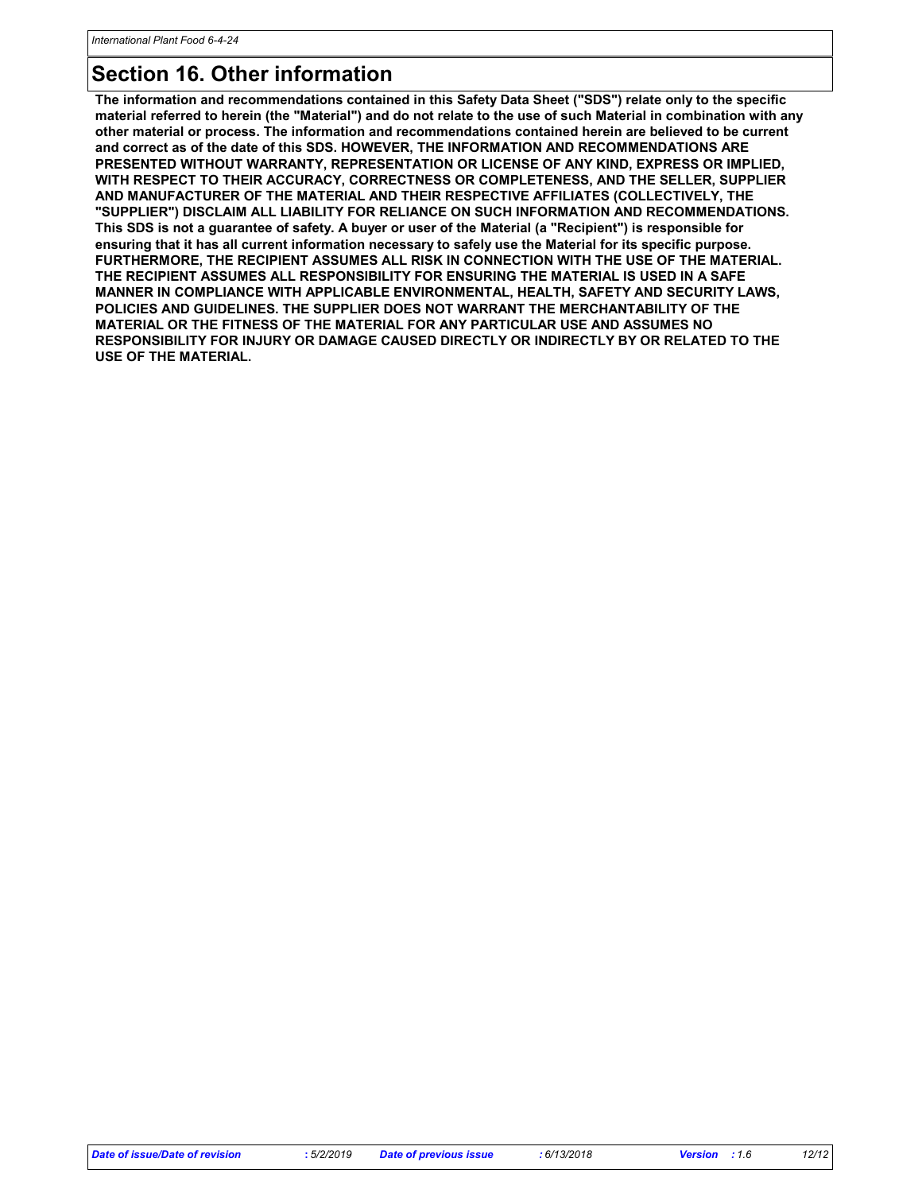## Section 16. Other information

**The information and recommendations contained in this Safety Data Sheet ("SDS") relate only to the specific material referred to herein (the "Material") and do not relate to the use of such Material in combination with any other material or process. The information and recommendations contained herein are believed to be current and correct as of the date of this SDS. HOWEVER, THE INFORMATION AND RECOMMENDATIONS ARE PRESENTED WITHOUT WARRANTY, REPRESENTATION OR LICENSE OF ANY KIND, EXPRESS OR IMPLIED, WITH RESPECT TO THEIR ACCURACY, CORRECTNESS OR COMPLETENESS, AND THE SELLER, SUPPLIER AND MANUFACTURER OF THE MATERIAL AND THEIR RESPECTIVE AFFILIATES (COLLECTIVELY, THE "SUPPLIER") DISCLAIM ALL LIABILITY FOR RELIANCE ON SUCH INFORMATION AND RECOMMENDATIONS. This SDS is not a guarantee of safety. A buyer or user of the Material (a "Recipient") is responsible for ensuring that it has all current information necessary to safely use the Material for its specific purpose. FURTHERMORE, THE RECIPIENT ASSUMES ALL RISK IN CONNECTION WITH THE USE OF THE MATERIAL. THE RECIPIENT ASSUMES ALL RESPONSIBILITY FOR ENSURING THE MATERIAL IS USED IN A SAFE MANNER IN COMPLIANCE WITH APPLICABLE ENVIRONMENTAL, HEALTH, SAFETY AND SECURITY LAWS, POLICIES AND GUIDELINES. THE SUPPLIER DOES NOT WARRANT THE MERCHANTABILITY OF THE MATERIAL OR THE FITNESS OF THE MATERIAL FOR ANY PARTICULAR USE AND ASSUMES NO RESPONSIBILITY FOR INJURY OR DAMAGE CAUSED DIRECTLY OR INDIRECTLY BY OR RELATED TO THE USE OF THE MATERIAL.**